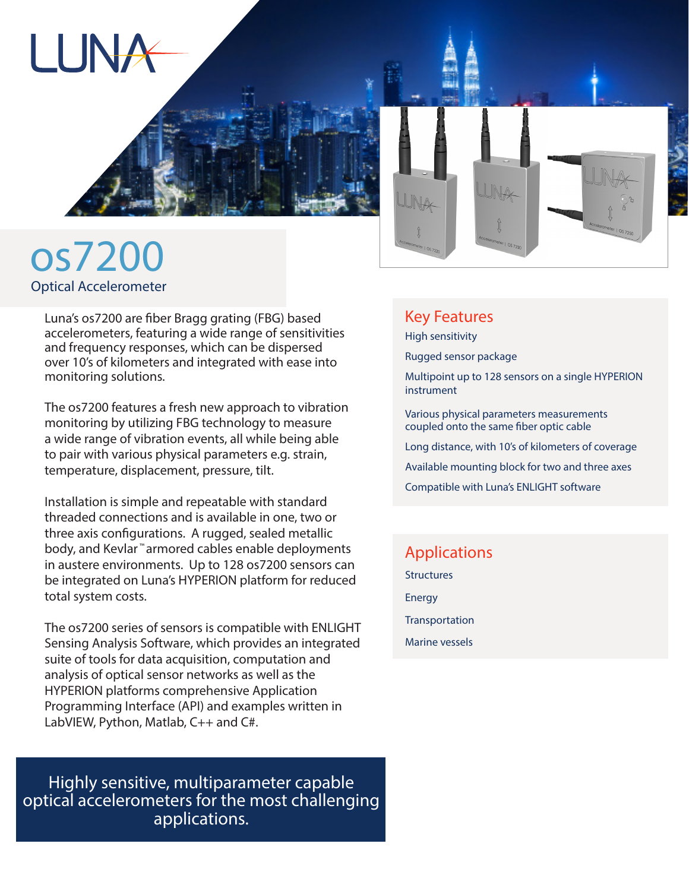# os7200

## Optical Accelerometer

Luna's os7200 are fiber Bragg grating (FBG) based accelerometers, featuring a wide range of sensitivities and frequency responses, which can be dispersed over 10's of kilometers and integrated with ease into monitoring solutions.

The os7200 features a fresh new approach to vibration monitoring by utilizing FBG technology to measure a wide range of vibration events, all while being able to pair with various physical parameters e.g. strain, temperature, displacement, pressure, tilt.

Installation is simple and repeatable with standard threaded connections and is available in one, two or three axis configurations. A rugged, sealed metallic body, and Kevlar™ armored cables enable deployments in austere environments. Up to 128 os7200 sensors can be integrated on Luna's HYPERION platform for reduced total system costs.

The os7200 series of sensors is compatible with ENLIGHT Sensing Analysis Software, which provides an integrated suite of tools for data acquisition, computation and analysis of optical sensor networks as well as the HYPERION platforms comprehensive Application Programming Interface (API) and examples written in LabVIEW, Python, Matlab, C++ and C#.

**Highly sensitive, multiparameter capable optical accelerometers for the most challenging applications.**

## Key Features

- High sensitivity
- Rugged sensor package
- Multipoint up to 128 sensors on a single HYPERION instrument
- Various physical parameters measurements coupled onto the same fiber optic cable
- Long distance, with 10's of kilometers of coverage
- Available mounting block for two and three axes
- Compatible with Luna's ENLIGHT software

## Applications

- Structures
- Energy
- Transportation
- Marine vessels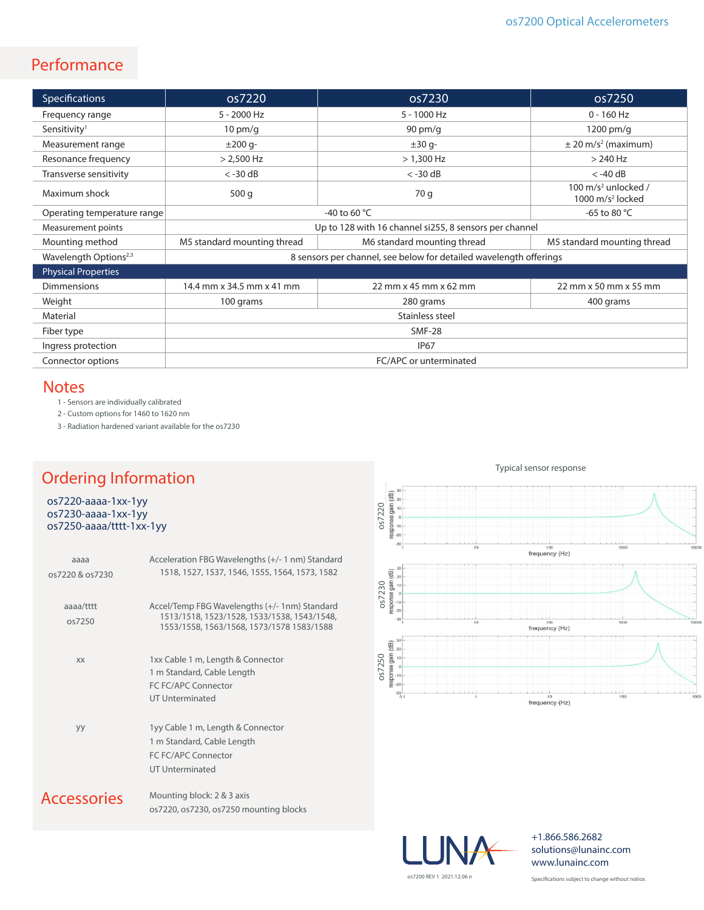## Performance

| Specifications | os7220 | os7230 | os7250 |
|---|---|---|---|
| Frequency range | 5 - 2000 Hz | 5 - 1000 Hz | 0 - 160 Hz |
| Sensitivity[1] | 10 pm/g | 90 pm/g | 1200 pm/g |
| Measurement range | ±200 g- | ±30 g- | ± 20 m/s² (maximum) |
| Resonance frequency | > 2,500 Hz | > 1,300 Hz | > 240 Hz |
| Transverse sensitivity | < -30 dB | < -30 dB | < -40 dB |
| Maximum shock | 500 g | 70 g | 100 m/s² unlocked / 1000 m/s² locked |
| Operating temperature range | -40 to 60 °C | | -65 to 80 °C |
| Measurement points | Up to 128 with 16 channel si255, 8 sensors per channel | | |
| Mounting method | M5 standard mounting thread | M6 standard mounting thread | M5 standard mounting thread |
| Wavelength Options[2,3] | 8 sensors per channel, see below for detailed wavelength offerings | | |
| **Physical Properties** | | | |
| Dimmensions | 14.4 mm x 34.5 mm x 41 mm | 22 mm x 45 mm x 62 mm | 22 mm x 50 mm x 55 mm |
| Weight | 100 grams | 280 grams | 400 grams |
| Material | Stainless steel | | |
| Fiber type | SMF-28 | | |
| Ingress protection | IP67 | | |
| Connector options | FC/APC or unterminated | | |

## Notes

1 - Sensors are individually calibrated

2 - Custom options for 1460 to 1620 nm

3 - Radiation hardened variant available for the os7230

## Ordering Information

os7220-aaaa-1xx-1yy
os7230-aaaa-1xx-1yy
os7250-aaaa/tttt-1xx-1yy

| | |
|---|---|
| aaaa<br>os7220 & os7230 | Acceleration FBG Wavelengths (+/- 1 nm) Standard<br>1518, 1527, 1537, 1546, 1555, 1564, 1573, 1582 |
| aaaa/tttt<br>os7250 | Accel/Temp FBG Wavelengths (+/- 1nm) Standard<br>1513/1518, 1523/1528, 1533/1538, 1543/1548, 1553/1558, 1563/1568, 1573/1578 1583/1588 |
| xx | 1xx Cable 1 m, Length & Connector<br>1 m Standard, Cable Length<br>FC FC/APC Connector<br>UT Unterminated |
| yy | 1yy Cable 1 m, Length & Connector<br>1 m Standard, Cable Length<br>FC FC/APC Connector<br>UT Unterminated |

## Accessories

Mounting block: 2 & 3 axis
os7220, os7230, os7250 mounting blocks

Typical sensor response

os7220
response gain (dB)
frequency (Hz)

os7230
response gain (dB)
frequency (Hz)

os7250
response gain (dB)
frequency (Hz)

LUNA

+1.866.586.2682
solutions@lunainc.com
www.lunainc.com

os7200 REV 1 2021.12.06 n

Specifications subject to change without notice.